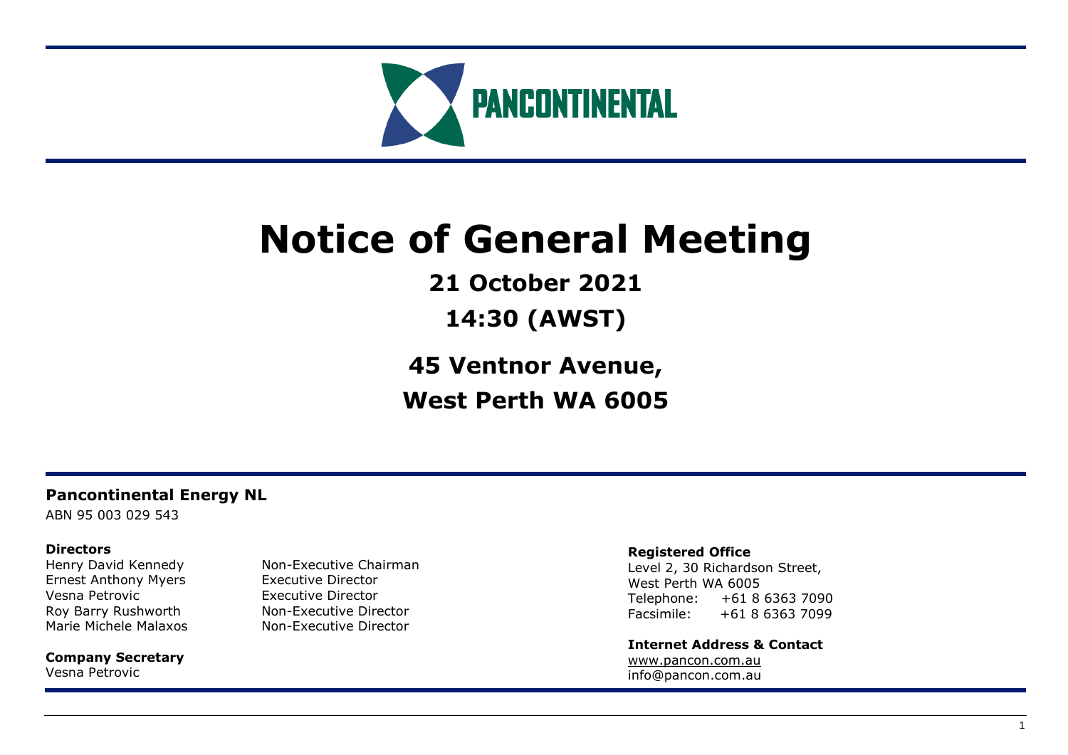PANCONTINENTAL

# Notice of General Meeting

## 21 October 2021

## 14:30 (AWST)

## 45 Ventnor Avenue, West Perth WA 6005

**Pancontinental Energy NL**

ABN 95 003 029 543

**Directors**

| | |
|---|---|
| Henry David Kennedy | Non-Executive Chairman |
| Ernest Anthony Myers | Executive Director |
| Vesna Petrovic | Executive Director |
| Roy Barry Rushworth | Non-Executive Director |
| Marie Michele Malaxos | Non-Executive Director |

**Company Secretary**

Vesna Petrovic

**Registered Office**

Level 2, 30 Richardson Street,
West Perth WA 6005
Telephone: +61 8 6363 7090
Facsimile: +61 8 6363 7099

**Internet Address & Contact**

www.pancon.com.au
info@pancon.com.au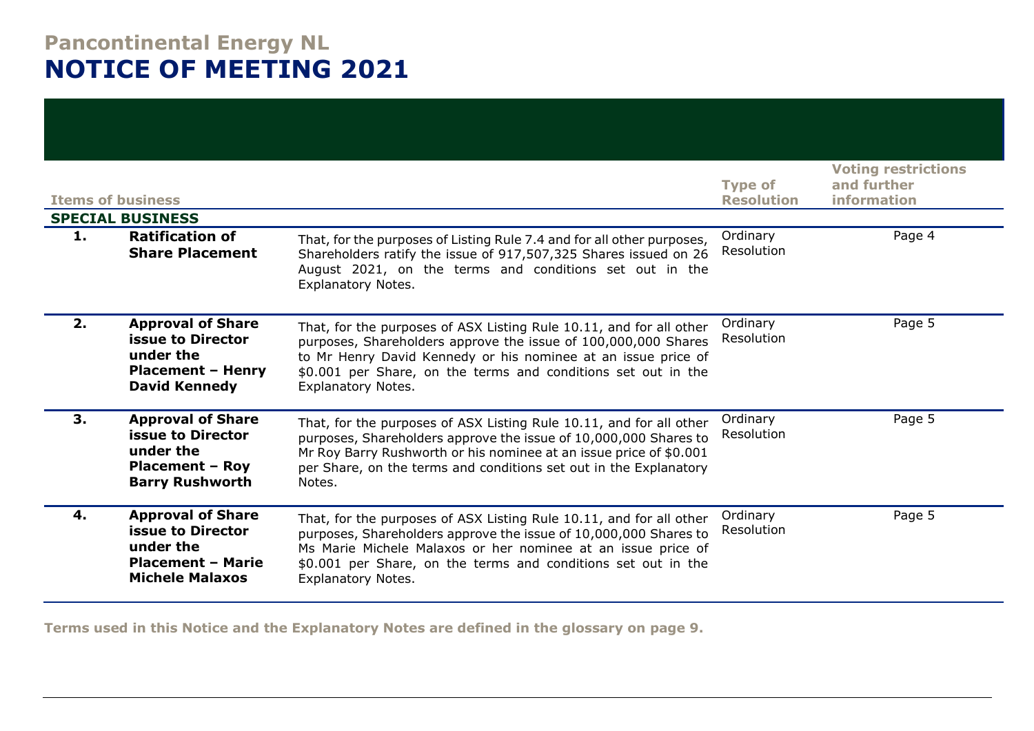# Pancontinental Energy NL
# NOTICE OF MEETING 2021

| Items of business | | | Type of Resolution | Voting restrictions and further information |
|---|---|---|---|---|
| **SPECIAL BUSINESS** | | | | |
| **1.** | **Ratification of Share Placement** | That, for the purposes of Listing Rule 7.4 and for all other purposes, Shareholders ratify the issue of 917,507,325 Shares issued on 26 August 2021, on the terms and conditions set out in the Explanatory Notes. | Ordinary Resolution | Page 4 |
| **2.** | **Approval of Share issue to Director under the Placement – Henry David Kennedy** | That, for the purposes of ASX Listing Rule 10.11, and for all other purposes, Shareholders approve the issue of 100,000,000 Shares to Mr Henry David Kennedy or his nominee at an issue price of $0.001 per Share, on the terms and conditions set out in the Explanatory Notes. | Ordinary Resolution | Page 5 |
| **3.** | **Approval of Share issue to Director under the Placement – Roy Barry Rushworth** | That, for the purposes of ASX Listing Rule 10.11, and for all other purposes, Shareholders approve the issue of 10,000,000 Shares to Mr Roy Barry Rushworth or his nominee at an issue price of $0.001 per Share, on the terms and conditions set out in the Explanatory Notes. | Ordinary Resolution | Page 5 |
| **4.** | **Approval of Share issue to Director under the Placement – Marie Michele Malaxos** | That, for the purposes of ASX Listing Rule 10.11, and for all other purposes, Shareholders approve the issue of 10,000,000 Shares to Ms Marie Michele Malaxos or her nominee at an issue price of $0.001 per Share, on the terms and conditions set out in the Explanatory Notes. | Ordinary Resolution | Page 5 |

**Terms used in this Notice and the Explanatory Notes are defined in the glossary on page 9.**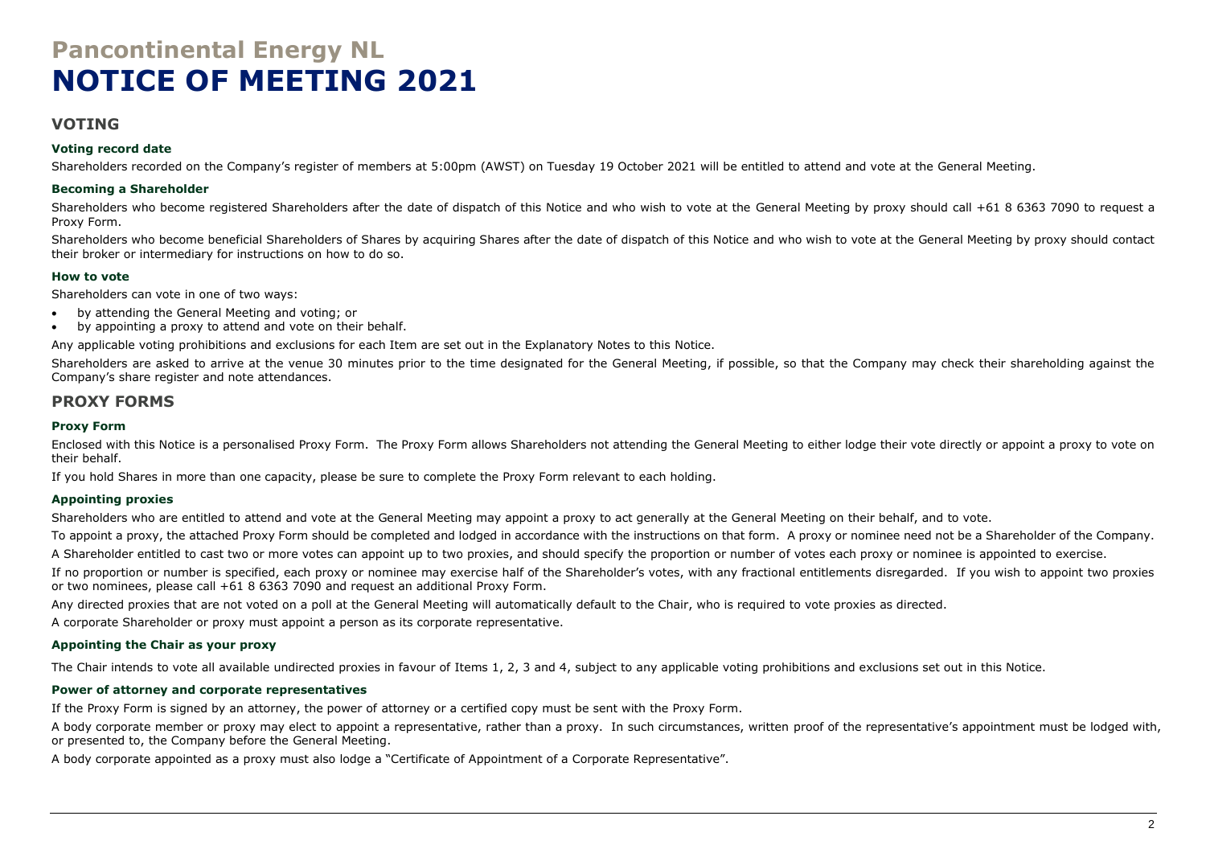# Pancontinental Energy NL
# NOTICE OF MEETING 2021

## VOTING

### Voting record date

Shareholders recorded on the Company's register of members at 5:00pm (AWST) on Tuesday 19 October 2021 will be entitled to attend and vote at the General Meeting.

### Becoming a Shareholder

Shareholders who become registered Shareholders after the date of dispatch of this Notice and who wish to vote at the General Meeting by proxy should call +61 8 6363 7090 to request a Proxy Form.

Shareholders who become beneficial Shareholders of Shares by acquiring Shares after the date of dispatch of this Notice and who wish to vote at the General Meeting by proxy should contact their broker or intermediary for instructions on how to do so.

### How to vote

Shareholders can vote in one of two ways:

- by attending the General Meeting and voting; or
- by appointing a proxy to attend and vote on their behalf.

Any applicable voting prohibitions and exclusions for each Item are set out in the Explanatory Notes to this Notice.

Shareholders are asked to arrive at the venue 30 minutes prior to the time designated for the General Meeting, if possible, so that the Company may check their shareholding against the Company's share register and note attendances.

## PROXY FORMS

### Proxy Form

Enclosed with this Notice is a personalised Proxy Form. The Proxy Form allows Shareholders not attending the General Meeting to either lodge their vote directly or appoint a proxy to vote on their behalf.

If you hold Shares in more than one capacity, please be sure to complete the Proxy Form relevant to each holding.

### Appointing proxies

Shareholders who are entitled to attend and vote at the General Meeting may appoint a proxy to act generally at the General Meeting on their behalf, and to vote.

To appoint a proxy, the attached Proxy Form should be completed and lodged in accordance with the instructions on that form. A proxy or nominee need not be a Shareholder of the Company.

A Shareholder entitled to cast two or more votes can appoint up to two proxies, and should specify the proportion or number of votes each proxy or nominee is appointed to exercise.

If no proportion or number is specified, each proxy or nominee may exercise half of the Shareholder's votes, with any fractional entitlements disregarded. If you wish to appoint two proxies or two nominees, please call +61 8 6363 7090 and request an additional Proxy Form.

Any directed proxies that are not voted on a poll at the General Meeting will automatically default to the Chair, who is required to vote proxies as directed.

A corporate Shareholder or proxy must appoint a person as its corporate representative.

### Appointing the Chair as your proxy

The Chair intends to vote all available undirected proxies in favour of Items 1, 2, 3 and 4, subject to any applicable voting prohibitions and exclusions set out in this Notice.

### Power of attorney and corporate representatives

If the Proxy Form is signed by an attorney, the power of attorney or a certified copy must be sent with the Proxy Form.

A body corporate member or proxy may elect to appoint a representative, rather than a proxy. In such circumstances, written proof of the representative's appointment must be lodged with, or presented to, the Company before the General Meeting.

A body corporate appointed as a proxy must also lodge a "Certificate of Appointment of a Corporate Representative".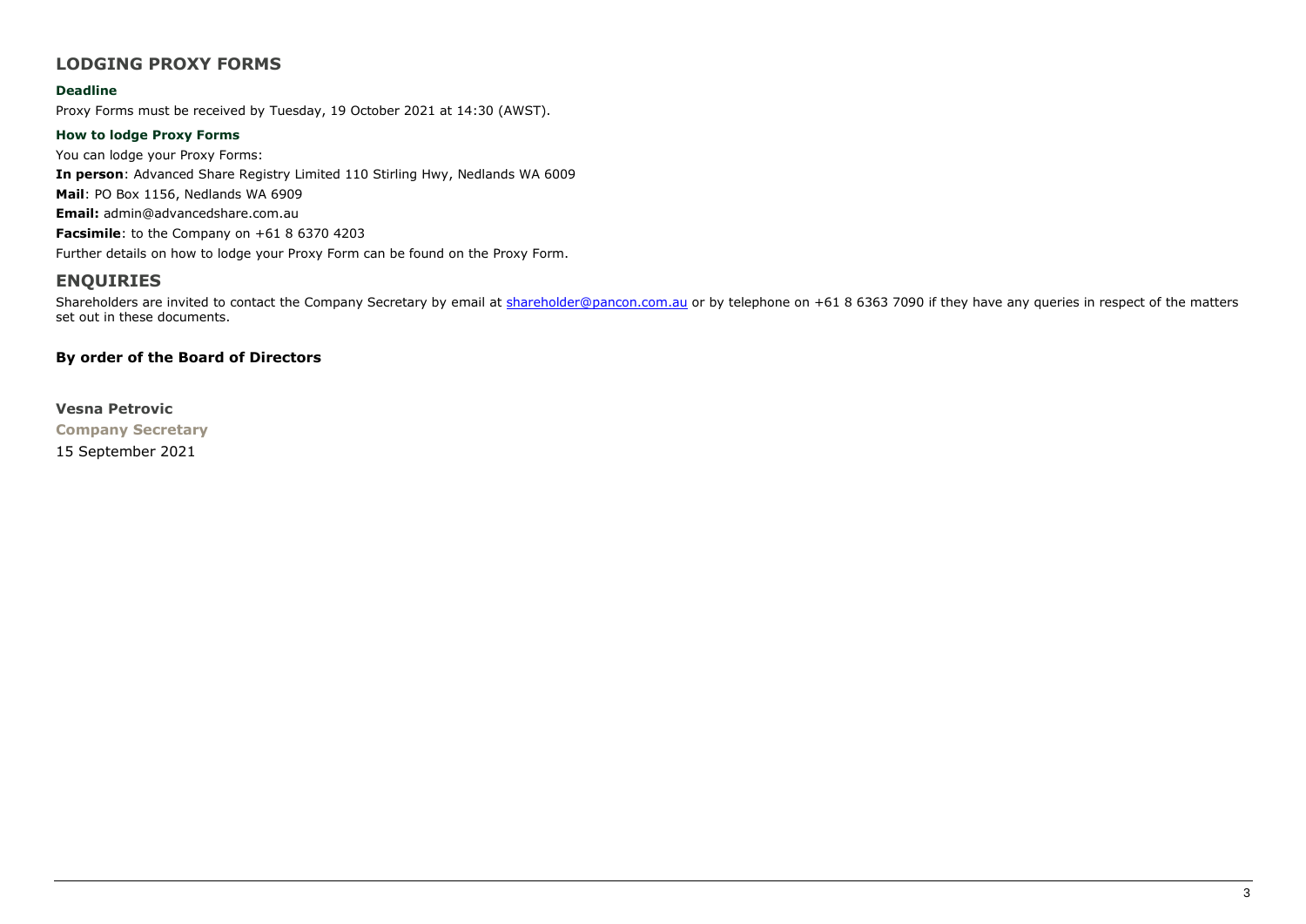## LODGING PROXY FORMS

### Deadline

Proxy Forms must be received by Tuesday, 19 October 2021 at 14:30 (AWST).

### How to lodge Proxy Forms

You can lodge your Proxy Forms:

**In person**: Advanced Share Registry Limited 110 Stirling Hwy, Nedlands WA 6009

**Mail**: PO Box 1156, Nedlands WA 6909

**Email:** admin@advancedshare.com.au

**Facsimile**: to the Company on +61 8 6370 4203

Further details on how to lodge your Proxy Form can be found on the Proxy Form.

## ENQUIRIES

Shareholders are invited to contact the Company Secretary by email at shareholder@pancon.com.au or by telephone on +61 8 6363 7090 if they have any queries in respect of the matters set out in these documents.

**By order of the Board of Directors**

**Vesna Petrovic**

**Company Secretary**

15 September 2021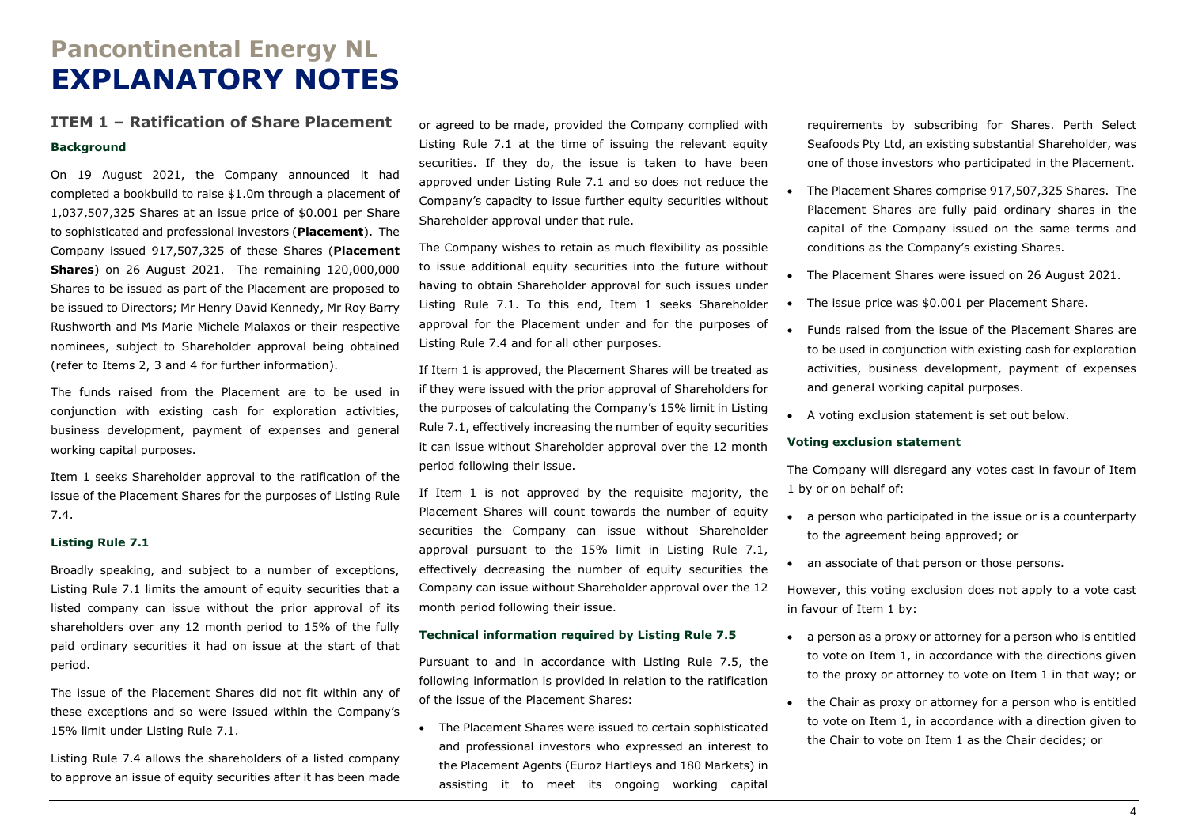# Pancontinental Energy NL
# EXPLANATORY NOTES

## ITEM 1 – Ratification of Share Placement

### Background

On 19 August 2021, the Company announced it had completed a bookbuild to raise $1.0m through a placement of 1,037,507,325 Shares at an issue price of $0.001 per Share to sophisticated and professional investors (**Placement**). The Company issued 917,507,325 of these Shares (**Placement Shares**) on 26 August 2021. The remaining 120,000,000 Shares to be issued as part of the Placement are proposed to be issued to Directors; Mr Henry David Kennedy, Mr Roy Barry Rushworth and Ms Marie Michele Malaxos or their respective nominees, subject to Shareholder approval being obtained (refer to Items 2, 3 and 4 for further information).

The funds raised from the Placement are to be used in conjunction with existing cash for exploration activities, business development, payment of expenses and general working capital purposes.

Item 1 seeks Shareholder approval to the ratification of the issue of the Placement Shares for the purposes of Listing Rule 7.4.

### Listing Rule 7.1

Broadly speaking, and subject to a number of exceptions, Listing Rule 7.1 limits the amount of equity securities that a listed company can issue without the prior approval of its shareholders over any 12 month period to 15% of the fully paid ordinary securities it had on issue at the start of that period.

The issue of the Placement Shares did not fit within any of these exceptions and so were issued within the Company's 15% limit under Listing Rule 7.1.

Listing Rule 7.4 allows the shareholders of a listed company to approve an issue of equity securities after it has been made or agreed to be made, provided the Company complied with Listing Rule 7.1 at the time of issuing the relevant equity securities. If they do, the issue is taken to have been approved under Listing Rule 7.1 and so does not reduce the Company's capacity to issue further equity securities without Shareholder approval under that rule.

The Company wishes to retain as much flexibility as possible to issue additional equity securities into the future without having to obtain Shareholder approval for such issues under Listing Rule 7.1. To this end, Item 1 seeks Shareholder approval for the Placement under and for the purposes of Listing Rule 7.4 and for all other purposes.

If Item 1 is approved, the Placement Shares will be treated as if they were issued with the prior approval of Shareholders for the purposes of calculating the Company's 15% limit in Listing Rule 7.1, effectively increasing the number of equity securities it can issue without Shareholder approval over the 12 month period following their issue.

If Item 1 is not approved by the requisite majority, the Placement Shares will count towards the number of equity securities the Company can issue without Shareholder approval pursuant to the 15% limit in Listing Rule 7.1, effectively decreasing the number of equity securities the Company can issue without Shareholder approval over the 12 month period following their issue.

### Technical information required by Listing Rule 7.5

Pursuant to and in accordance with Listing Rule 7.5, the following information is provided in relation to the ratification of the issue of the Placement Shares:

- The Placement Shares were issued to certain sophisticated and professional investors who expressed an interest to the Placement Agents (Euroz Hartleys and 180 Markets) in assisting it to meet its ongoing working capital requirements by subscribing for Shares. Perth Select Seafoods Pty Ltd, an existing substantial Shareholder, was one of those investors who participated in the Placement.
- The Placement Shares comprise 917,507,325 Shares. The Placement Shares are fully paid ordinary shares in the capital of the Company issued on the same terms and conditions as the Company's existing Shares.
- The Placement Shares were issued on 26 August 2021.
- The issue price was $0.001 per Placement Share.
- Funds raised from the issue of the Placement Shares are to be used in conjunction with existing cash for exploration activities, business development, payment of expenses and general working capital purposes.
- A voting exclusion statement is set out below.

### Voting exclusion statement

The Company will disregard any votes cast in favour of Item 1 by or on behalf of:

- a person who participated in the issue or is a counterparty to the agreement being approved; or
- an associate of that person or those persons.

However, this voting exclusion does not apply to a vote cast in favour of Item 1 by:

- a person as a proxy or attorney for a person who is entitled to vote on Item 1, in accordance with the directions given to the proxy or attorney to vote on Item 1 in that way; or
- the Chair as proxy or attorney for a person who is entitled to vote on Item 1, in accordance with a direction given to the Chair to vote on Item 1 as the Chair decides; or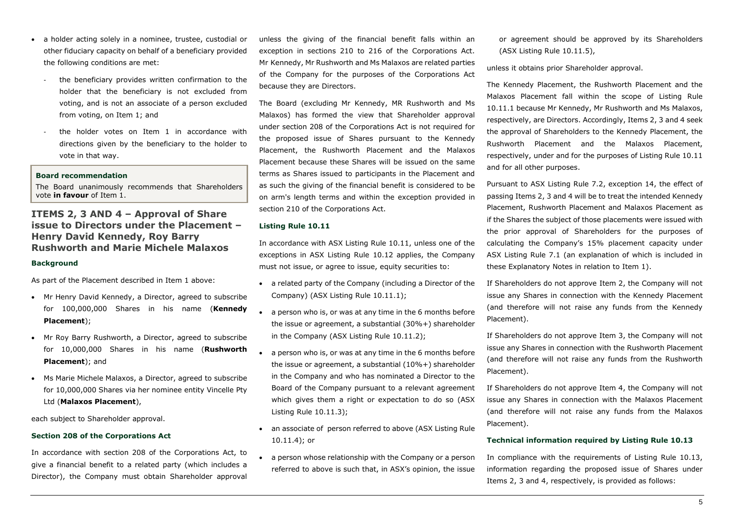- a holder acting solely in a nominee, trustee, custodial or other fiduciary capacity on behalf of a beneficiary provided the following conditions are met:
  - the beneficiary provides written confirmation to the holder that the beneficiary is not excluded from voting, and is not an associate of a person excluded from voting, on Item 1; and
  - the holder votes on Item 1 in accordance with directions given by the beneficiary to the holder to vote in that way.

**Board recommendation**

The Board unanimously recommends that Shareholders vote **in favour** of Item 1.

## ITEMS 2, 3 AND 4 – Approval of Share issue to Directors under the Placement – Henry David Kennedy, Roy Barry Rushworth and Marie Michele Malaxos

### Background

As part of the Placement described in Item 1 above:

- Mr Henry David Kennedy, a Director, agreed to subscribe for 100,000,000 Shares in his name (**Kennedy Placement**);
- Mr Roy Barry Rushworth, a Director, agreed to subscribe for 10,000,000 Shares in his name (**Rushworth Placement**); and
- Ms Marie Michele Malaxos, a Director, agreed to subscribe for 10,000,000 Shares via her nominee entity Vincelle Pty Ltd (**Malaxos Placement**),

each subject to Shareholder approval.

### Section 208 of the Corporations Act

In accordance with section 208 of the Corporations Act, to give a financial benefit to a related party (which includes a Director), the Company must obtain Shareholder approval unless the giving of the financial benefit falls within an exception in sections 210 to 216 of the Corporations Act. Mr Kennedy, Mr Rushworth and Ms Malaxos are related parties of the Company for the purposes of the Corporations Act because they are Directors.

The Board (excluding Mr Kennedy, MR Rushworth and Ms Malaxos) has formed the view that Shareholder approval under section 208 of the Corporations Act is not required for the proposed issue of Shares pursuant to the Kennedy Placement, the Rushworth Placement and the Malaxos Placement because these Shares will be issued on the same terms as Shares issued to participants in the Placement and as such the giving of the financial benefit is considered to be on arm's length terms and within the exception provided in section 210 of the Corporations Act.

### Listing Rule 10.11

In accordance with ASX Listing Rule 10.11, unless one of the exceptions in ASX Listing Rule 10.12 applies, the Company must not issue, or agree to issue, equity securities to:

- a related party of the Company (including a Director of the Company) (ASX Listing Rule 10.11.1);
- a person who is, or was at any time in the 6 months before the issue or agreement, a substantial (30%+) shareholder in the Company (ASX Listing Rule 10.11.2);
- a person who is, or was at any time in the 6 months before the issue or agreement, a substantial (10%+) shareholder in the Company and who has nominated a Director to the Board of the Company pursuant to a relevant agreement which gives them a right or expectation to do so (ASX Listing Rule 10.11.3);
- an associate of person referred to above (ASX Listing Rule 10.11.4); or
- a person whose relationship with the Company or a person referred to above is such that, in ASX's opinion, the issue or agreement should be approved by its Shareholders (ASX Listing Rule 10.11.5),

unless it obtains prior Shareholder approval.

The Kennedy Placement, the Rushworth Placement and the Malaxos Placement fall within the scope of Listing Rule 10.11.1 because Mr Kennedy, Mr Rushworth and Ms Malaxos, respectively, are Directors. Accordingly, Items 2, 3 and 4 seek the approval of Shareholders to the Kennedy Placement, the Rushworth Placement and the Malaxos Placement, respectively, under and for the purposes of Listing Rule 10.11 and for all other purposes.

Pursuant to ASX Listing Rule 7.2, exception 14, the effect of passing Items 2, 3 and 4 will be to treat the intended Kennedy Placement, Rushworth Placement and Malaxos Placement as if the Shares the subject of those placements were issued with the prior approval of Shareholders for the purposes of calculating the Company's 15% placement capacity under ASX Listing Rule 7.1 (an explanation of which is included in these Explanatory Notes in relation to Item 1).

If Shareholders do not approve Item 2, the Company will not issue any Shares in connection with the Kennedy Placement (and therefore will not raise any funds from the Kennedy Placement).

If Shareholders do not approve Item 3, the Company will not issue any Shares in connection with the Rushworth Placement (and therefore will not raise any funds from the Rushworth Placement).

If Shareholders do not approve Item 4, the Company will not issue any Shares in connection with the Malaxos Placement (and therefore will not raise any funds from the Malaxos Placement).

### Technical information required by Listing Rule 10.13

In compliance with the requirements of Listing Rule 10.13, information regarding the proposed issue of Shares under Items 2, 3 and 4, respectively, is provided as follows: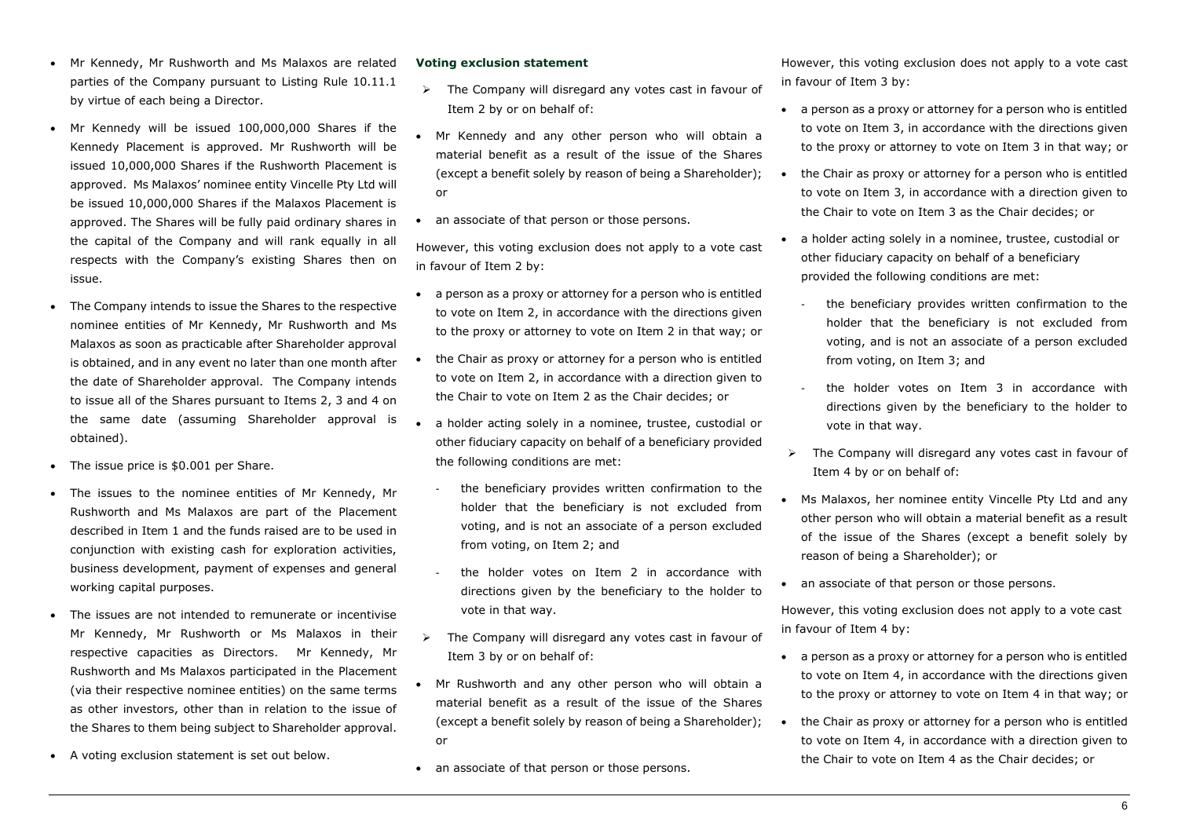- Mr Kennedy, Mr Rushworth and Ms Malaxos are related parties of the Company pursuant to Listing Rule 10.11.1 by virtue of each being a Director.
- Mr Kennedy will be issued 100,000,000 Shares if the Kennedy Placement is approved. Mr Rushworth will be issued 10,000,000 Shares if the Rushworth Placement is approved. Ms Malaxos' nominee entity Vincelle Pty Ltd will be issued 10,000,000 Shares if the Malaxos Placement is approved. The Shares will be fully paid ordinary shares in the capital of the Company and will rank equally in all respects with the Company's existing Shares then on issue.
- The Company intends to issue the Shares to the respective nominee entities of Mr Kennedy, Mr Rushworth and Ms Malaxos as soon as practicable after Shareholder approval is obtained, and in any event no later than one month after the date of Shareholder approval. The Company intends to issue all of the Shares pursuant to Items 2, 3 and 4 on the same date (assuming Shareholder approval is obtained).
- The issue price is $0.001 per Share.
- The issues to the nominee entities of Mr Kennedy, Mr Rushworth and Ms Malaxos are part of the Placement described in Item 1 and the funds raised are to be used in conjunction with existing cash for exploration activities, business development, payment of expenses and general working capital purposes.
- The issues are not intended to remunerate or incentivise Mr Kennedy, Mr Rushworth or Ms Malaxos in their respective capacities as Directors. Mr Kennedy, Mr Rushworth and Ms Malaxos participated in the Placement (via their respective nominee entities) on the same terms as other investors, other than in relation to the issue of the Shares to them being subject to Shareholder approval.
- A voting exclusion statement is set out below.

**Voting exclusion statement**

- The Company will disregard any votes cast in favour of Item 2 by or on behalf of:

- Mr Kennedy and any other person who will obtain a material benefit as a result of the issue of the Shares (except a benefit solely by reason of being a Shareholder); or
- an associate of that person or those persons.

However, this voting exclusion does not apply to a vote cast in favour of Item 2 by:

- a person as a proxy or attorney for a person who is entitled to vote on Item 2, in accordance with the directions given to the proxy or attorney to vote on Item 2 in that way; or
- the Chair as proxy or attorney for a person who is entitled to vote on Item 2, in accordance with a direction given to the Chair to vote on Item 2 as the Chair decides; or
- a holder acting solely in a nominee, trustee, custodial or other fiduciary capacity on behalf of a beneficiary provided the following conditions are met:
  - the beneficiary provides written confirmation to the holder that the beneficiary is not excluded from voting, and is not an associate of a person excluded from voting, on Item 2; and
  - the holder votes on Item 2 in accordance with directions given by the beneficiary to the holder to vote in that way.

- The Company will disregard any votes cast in favour of Item 3 by or on behalf of:

- Mr Rushworth and any other person who will obtain a material benefit as a result of the issue of the Shares (except a benefit solely by reason of being a Shareholder); or
- an associate of that person or those persons.

However, this voting exclusion does not apply to a vote cast in favour of Item 3 by:

- a person as a proxy or attorney for a person who is entitled to vote on Item 3, in accordance with the directions given to the proxy or attorney to vote on Item 3 in that way; or
- the Chair as proxy or attorney for a person who is entitled to vote on Item 3, in accordance with a direction given to the Chair to vote on Item 3 as the Chair decides; or
- a holder acting solely in a nominee, trustee, custodial or other fiduciary capacity on behalf of a beneficiary provided the following conditions are met:
  - the beneficiary provides written confirmation to the holder that the beneficiary is not excluded from voting, and is not an associate of a person excluded from voting, on Item 3; and
  - the holder votes on Item 3 in accordance with directions given by the beneficiary to the holder to vote in that way.

- The Company will disregard any votes cast in favour of Item 4 by or on behalf of:

- Ms Malaxos, her nominee entity Vincelle Pty Ltd and any other person who will obtain a material benefit as a result of the issue of the Shares (except a benefit solely by reason of being a Shareholder); or
- an associate of that person or those persons.

However, this voting exclusion does not apply to a vote cast in favour of Item 4 by:

- a person as a proxy or attorney for a person who is entitled to vote on Item 4, in accordance with the directions given to the proxy or attorney to vote on Item 4 in that way; or
- the Chair as proxy or attorney for a person who is entitled to vote on Item 4, in accordance with a direction given to the Chair to vote on Item 4 as the Chair decides; or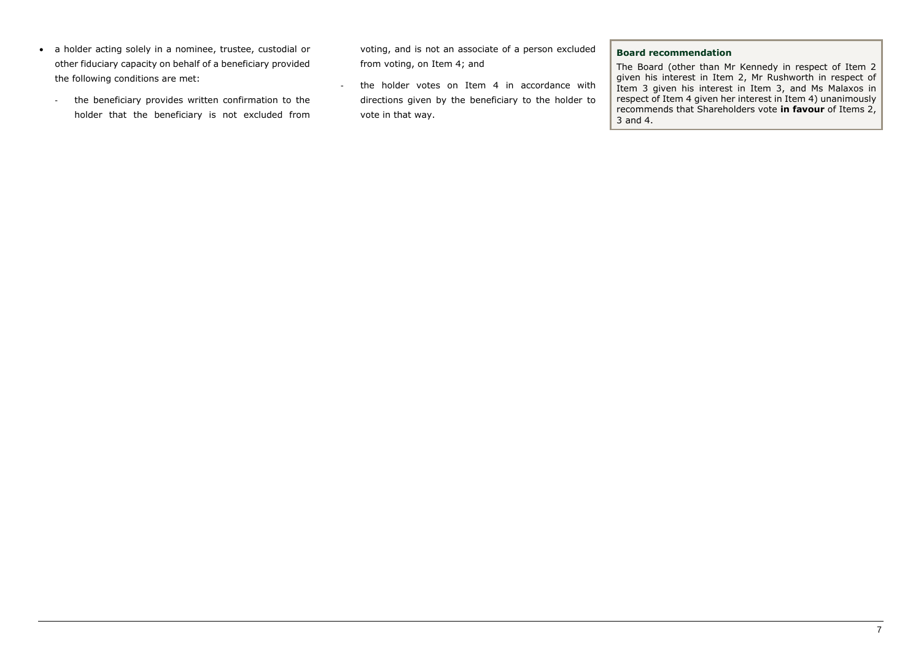- a holder acting solely in a nominee, trustee, custodial or other fiduciary capacity on behalf of a beneficiary provided the following conditions are met:
  - the beneficiary provides written confirmation to the holder that the beneficiary is not excluded from voting, and is not an associate of a person excluded from voting, on Item 4; and
  - the holder votes on Item 4 in accordance with directions given by the beneficiary to the holder to vote in that way.

**Board recommendation**

The Board (other than Mr Kennedy in respect of Item 2 given his interest in Item 2, Mr Rushworth in respect of Item 3 given his interest in Item 3, and Ms Malaxos in respect of Item 4 given her interest in Item 4) unanimously recommends that Shareholders vote **in favour** of Items 2, 3 and 4.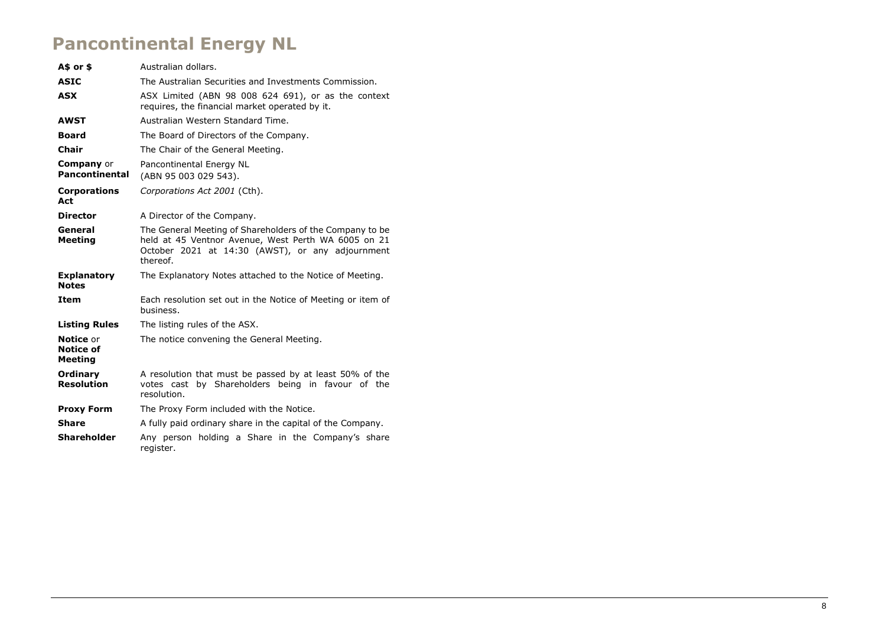# Pancontinental Energy NL

| | |
|---|---|
| **A$ or $** | Australian dollars. |
| **ASIC** | The Australian Securities and Investments Commission. |
| **ASX** | ASX Limited (ABN 98 008 624 691), or as the context requires, the financial market operated by it. |
| **AWST** | Australian Western Standard Time. |
| **Board** | The Board of Directors of the Company. |
| **Chair** | The Chair of the General Meeting. |
| **Company** or **Pancontinental** | Pancontinental Energy NL (ABN 95 003 029 543). |
| **Corporations Act** | *Corporations Act 2001* (Cth). |
| **Director** | A Director of the Company. |
| **General Meeting** | The General Meeting of Shareholders of the Company to be held at 45 Ventnor Avenue, West Perth WA 6005 on 21 October 2021 at 14:30 (AWST), or any adjournment thereof. |
| **Explanatory Notes** | The Explanatory Notes attached to the Notice of Meeting. |
| **Item** | Each resolution set out in the Notice of Meeting or item of business. |
| **Listing Rules** | The listing rules of the ASX. |
| **Notice** or **Notice of Meeting** | The notice convening the General Meeting. |
| **Ordinary Resolution** | A resolution that must be passed by at least 50% of the votes cast by Shareholders being in favour of the resolution. |
| **Proxy Form** | The Proxy Form included with the Notice. |
| **Share** | A fully paid ordinary share in the capital of the Company. |
| **Shareholder** | Any person holding a Share in the Company's share register. |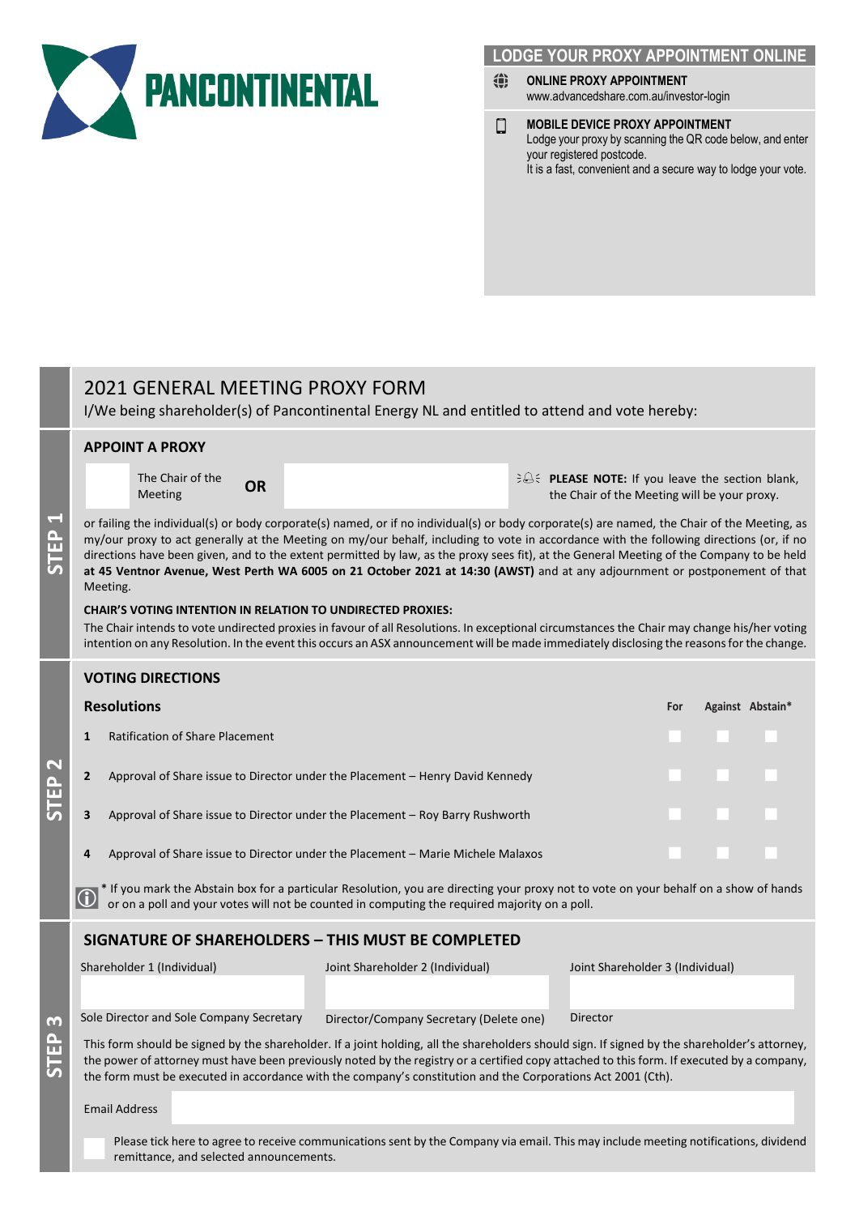PANCONTINENTAL

## LODGE YOUR PROXY APPOINTMENT ONLINE

**ONLINE PROXY APPOINTMENT**
www.advancedshare.com.au/investor-login

**MOBILE DEVICE PROXY APPOINTMENT**
Lodge your proxy by scanning the QR code below, and enter your registered postcode.
It is a fast, convenient and a secure way to lodge your vote.

# 2021 GENERAL MEETING PROXY FORM

I/We being shareholder(s) of Pancontinental Energy NL and entitled to attend and vote hereby:

## STEP 1

### APPOINT A PROXY

☐ The Chair of the Meeting **OR** ________________

**PLEASE NOTE:** If you leave the section blank, the Chair of the Meeting will be your proxy.

or failing the individual(s) or body corporate(s) named, or if no individual(s) or body corporate(s) are named, the Chair of the Meeting, as my/our proxy to act generally at the Meeting on my/our behalf, including to vote in accordance with the following directions (or, if no directions have been given, and to the extent permitted by law, as the proxy sees fit), at the General Meeting of the Company to be held **at 45 Ventnor Avenue, West Perth WA 6005 on 21 October 2021 at 14:30 (AWST)** and at any adjournment or postponement of that Meeting.

**CHAIR'S VOTING INTENTION IN RELATION TO UNDIRECTED PROXIES:**

The Chair intends to vote undirected proxies in favour of all Resolutions. In exceptional circumstances the Chair may change his/her voting intention on any Resolution. In the event this occurs an ASX announcement will be made immediately disclosing the reasons for the change.

## STEP 2

### VOTING DIRECTIONS

| | Resolutions | For | Against | Abstain* |
|---|---|---|---|---|
| 1 | Ratification of Share Placement | ☐ | ☐ | ☐ |
| 2 | Approval of Share issue to Director under the Placement – Henry David Kennedy | ☐ | ☐ | ☐ |
| 3 | Approval of Share issue to Director under the Placement – Roy Barry Rushworth | ☐ | ☐ | ☐ |
| 4 | Approval of Share issue to Director under the Placement – Marie Michele Malaxos | ☐ | ☐ | ☐ |

* If you mark the Abstain box for a particular Resolution, you are directing your proxy not to vote on your behalf on a show of hands or on a poll and your votes will not be counted in computing the required majority on a poll.

## STEP 3

### SIGNATURE OF SHAREHOLDERS – THIS MUST BE COMPLETED

| Shareholder 1 (Individual) | Joint Shareholder 2 (Individual) | Joint Shareholder 3 (Individual) |
|---|---|---|
| | | |
| Sole Director and Sole Company Secretary | Director/Company Secretary (Delete one) | Director |

This form should be signed by the shareholder. If a joint holding, all the shareholders should sign. If signed by the shareholder's attorney, the power of attorney must have been previously noted by the registry or a certified copy attached to this form. If executed by a company, the form must be executed in accordance with the company's constitution and the Corporations Act 2001 (Cth).

Email Address ________________

☐ Please tick here to agree to receive communications sent by the Company via email. This may include meeting notifications, dividend remittance, and selected announcements.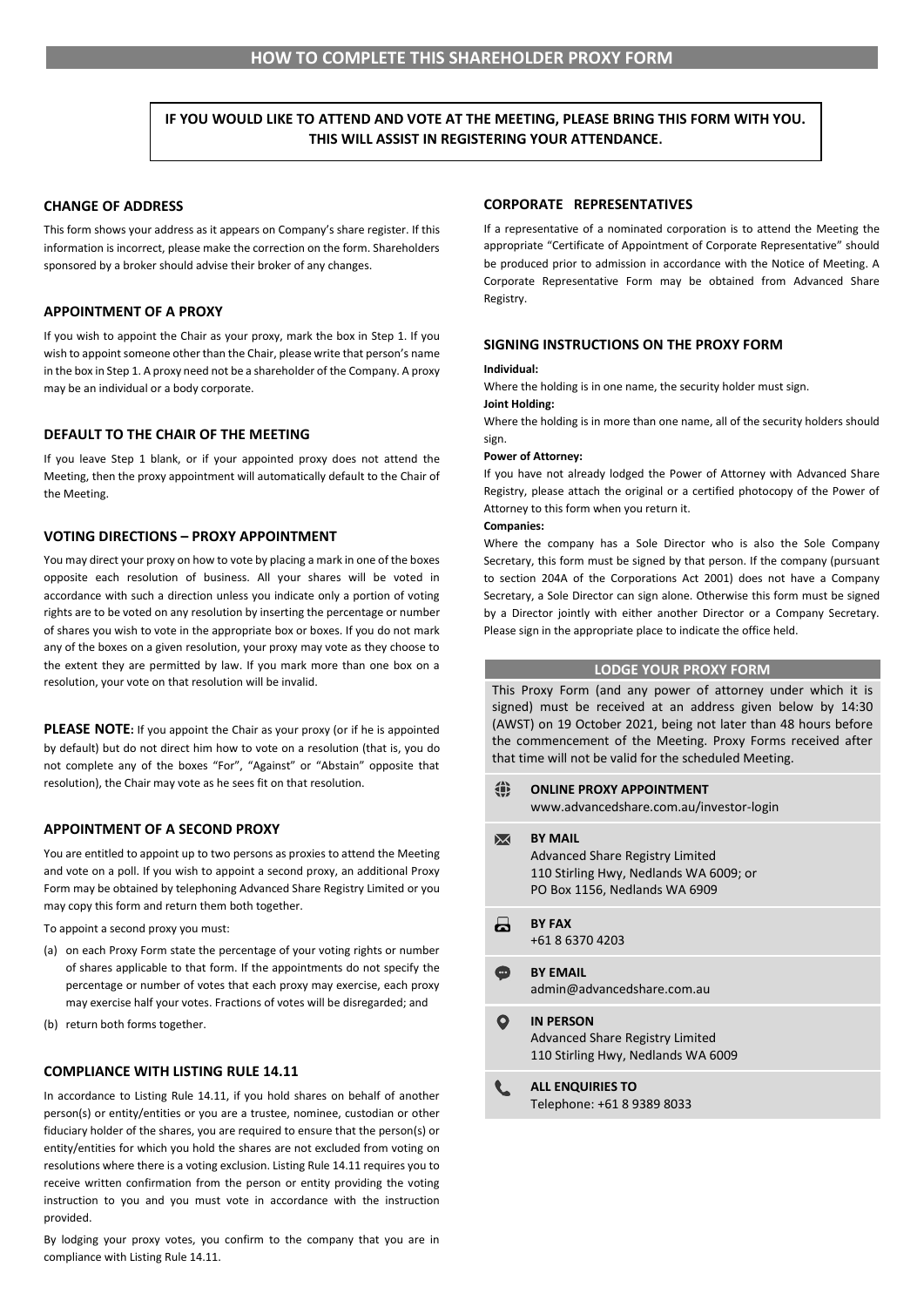# HOW TO COMPLETE THIS SHAREHOLDER PROXY FORM

**IF YOU WOULD LIKE TO ATTEND AND VOTE AT THE MEETING, PLEASE BRING THIS FORM WITH YOU. THIS WILL ASSIST IN REGISTERING YOUR ATTENDANCE.**

### CHANGE OF ADDRESS

This form shows your address as it appears on Company's share register. If this information is incorrect, please make the correction on the form. Shareholders sponsored by a broker should advise their broker of any changes.

### APPOINTMENT OF A PROXY

If you wish to appoint the Chair as your proxy, mark the box in Step 1. If you wish to appoint someone other than the Chair, please write that person's name in the box in Step 1. A proxy need not be a shareholder of the Company. A proxy may be an individual or a body corporate.

### DEFAULT TO THE CHAIR OF THE MEETING

If you leave Step 1 blank, or if your appointed proxy does not attend the Meeting, then the proxy appointment will automatically default to the Chair of the Meeting.

### VOTING DIRECTIONS – PROXY APPOINTMENT

You may direct your proxy on how to vote by placing a mark in one of the boxes opposite each resolution of business. All your shares will be voted in accordance with such a direction unless you indicate only a portion of voting rights are to be voted on any resolution by inserting the percentage or number of shares you wish to vote in the appropriate box or boxes. If you do not mark any of the boxes on a given resolution, your proxy may vote as they choose to the extent they are permitted by law. If you mark more than one box on a resolution, your vote on that resolution will be invalid.

**PLEASE NOTE:** If you appoint the Chair as your proxy (or if he is appointed by default) but do not direct him how to vote on a resolution (that is, you do not complete any of the boxes "For", "Against" or "Abstain" opposite that resolution), the Chair may vote as he sees fit on that resolution.

### APPOINTMENT OF A SECOND PROXY

You are entitled to appoint up to two persons as proxies to attend the Meeting and vote on a poll. If you wish to appoint a second proxy, an additional Proxy Form may be obtained by telephoning Advanced Share Registry Limited or you may copy this form and return them both together.

To appoint a second proxy you must:

(a) on each Proxy Form state the percentage of your voting rights or number of shares applicable to that form. If the appointments do not specify the percentage or number of votes that each proxy may exercise, each proxy may exercise half your votes. Fractions of votes will be disregarded; and

(b) return both forms together.

### COMPLIANCE WITH LISTING RULE 14.11

In accordance to Listing Rule 14.11, if you hold shares on behalf of another person(s) or entity/entities or you are a trustee, nominee, custodian or other fiduciary holder of the shares, you are required to ensure that the person(s) or entity/entities for which you hold the shares are not excluded from voting on resolutions where there is a voting exclusion. Listing Rule 14.11 requires you to receive written confirmation from the person or entity providing the voting instruction to you and you must vote in accordance with the instruction provided.

By lodging your proxy votes, you confirm to the company that you are in compliance with Listing Rule 14.11.

### CORPORATE REPRESENTATIVES

If a representative of a nominated corporation is to attend the Meeting the appropriate "Certificate of Appointment of Corporate Representative" should be produced prior to admission in accordance with the Notice of Meeting. A Corporate Representative Form may be obtained from Advanced Share Registry.

### SIGNING INSTRUCTIONS ON THE PROXY FORM

**Individual:**

Where the holding is in one name, the security holder must sign.

**Joint Holding:**

Where the holding is in more than one name, all of the security holders should sign.

**Power of Attorney:**

If you have not already lodged the Power of Attorney with Advanced Share Registry, please attach the original or a certified photocopy of the Power of Attorney to this form when you return it.

**Companies:**

Where the company has a Sole Director who is also the Sole Company Secretary, this form must be signed by that person. If the company (pursuant to section 204A of the Corporations Act 2001) does not have a Company Secretary, a Sole Director can sign alone. Otherwise this form must be signed by a Director jointly with either another Director or a Company Secretary. Please sign in the appropriate place to indicate the office held.

### LODGE YOUR PROXY FORM

This Proxy Form (and any power of attorney under which it is signed) must be received at an address given below by 14:30 (AWST) on 19 October 2021, being not later than 48 hours before the commencement of the Meeting. Proxy Forms received after that time will not be valid for the scheduled Meeting.

**ONLINE PROXY APPOINTMENT**
www.advancedshare.com.au/investor-login

**BY MAIL**
Advanced Share Registry Limited
110 Stirling Hwy, Nedlands WA 6009; or
PO Box 1156, Nedlands WA 6909

**BY FAX**
+61 8 6370 4203

**BY EMAIL**
admin@advancedshare.com.au

**IN PERSON**
Advanced Share Registry Limited
110 Stirling Hwy, Nedlands WA 6009

**ALL ENQUIRIES TO**
Telephone: +61 8 9389 8033